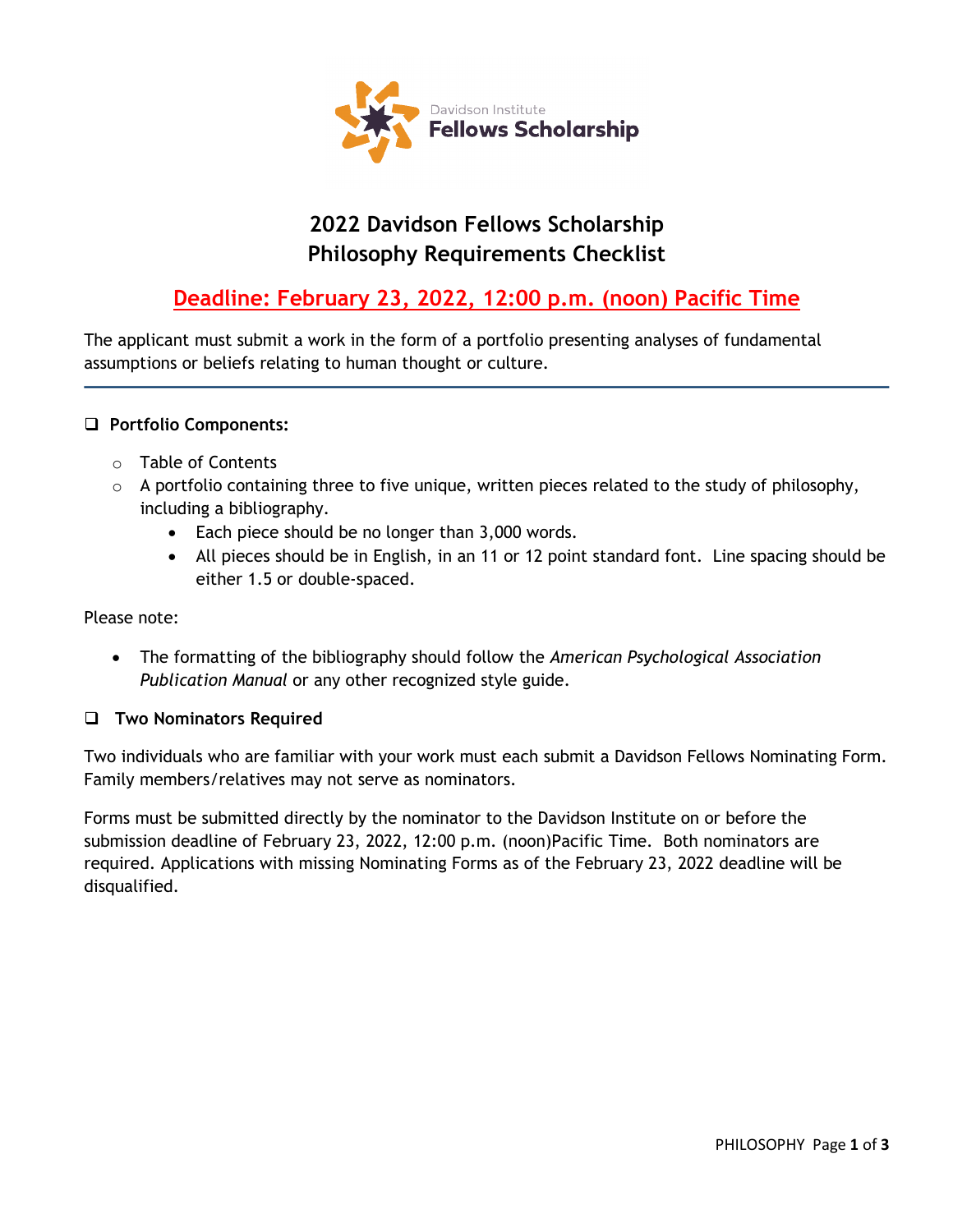Davidson Institute
**Fellows Scholarship**

# 2022 Davidson Fellows Scholarship
# Philosophy Requirements Checklist

## Deadline: February 23, 2022, 12:00 p.m. (noon) Pacific Time

The applicant must submit a work in the form of a portfolio presenting analyses of fundamental assumptions or beliefs relating to human thought or culture.

---

- ❑ **Portfolio Components:**
  - Table of Contents
  - A portfolio containing three to five unique, written pieces related to the study of philosophy, including a bibliography.
    - Each piece should be no longer than 3,000 words.
    - All pieces should be in English, in an 11 or 12 point standard font. Line spacing should be either 1.5 or double-spaced.

Please note:

- The formatting of the bibliography should follow the *American Psychological Association Publication Manual* or any other recognized style guide.

- ❑ **Two Nominators Required**

Two individuals who are familiar with your work must each submit a Davidson Fellows Nominating Form. Family members/relatives may not serve as nominators.

Forms must be submitted directly by the nominator to the Davidson Institute on or before the submission deadline of February 23, 2022, 12:00 p.m. (noon)Pacific Time. Both nominators are required. Applications with missing Nominating Forms as of the February 23, 2022 deadline will be disqualified.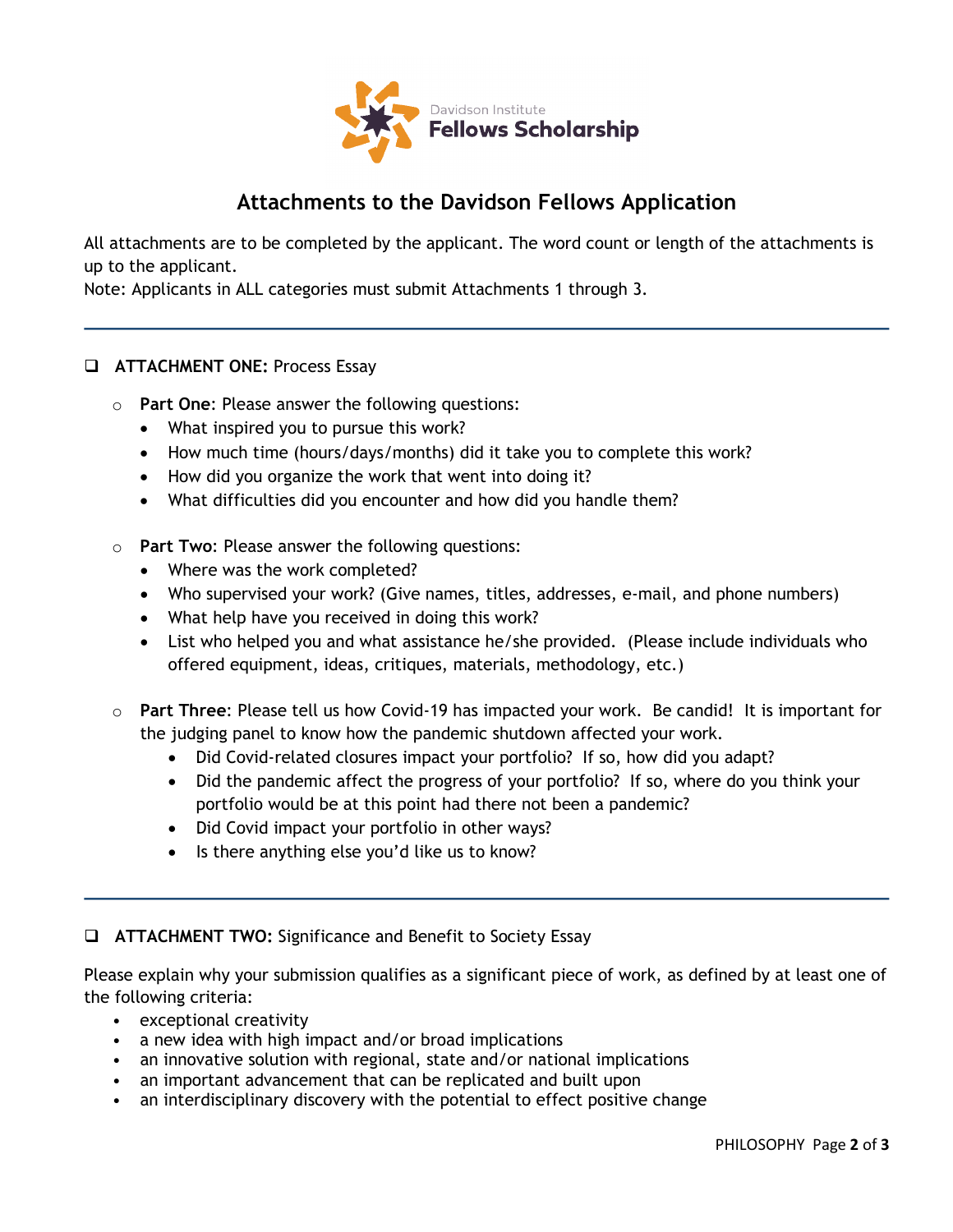Davidson Institute
**Fellows Scholarship**

# Attachments to the Davidson Fellows Application

All attachments are to be completed by the applicant. The word count or length of the attachments is up to the applicant.
Note: Applicants in ALL categories must submit Attachments 1 through 3.

---

- [ ] **ATTACHMENT ONE:** Process Essay
  - **Part One**: Please answer the following questions:
    - What inspired you to pursue this work?
    - How much time (hours/days/months) did it take you to complete this work?
    - How did you organize the work that went into doing it?
    - What difficulties did you encounter and how did you handle them?
  - **Part Two**: Please answer the following questions:
    - Where was the work completed?
    - Who supervised your work? (Give names, titles, addresses, e-mail, and phone numbers)
    - What help have you received in doing this work?
    - List who helped you and what assistance he/she provided. (Please include individuals who offered equipment, ideas, critiques, materials, methodology, etc.)
  - **Part Three**: Please tell us how Covid-19 has impacted your work. Be candid! It is important for the judging panel to know how the pandemic shutdown affected your work.
    - Did Covid-related closures impact your portfolio? If so, how did you adapt?
    - Did the pandemic affect the progress of your portfolio? If so, where do you think your portfolio would be at this point had there not been a pandemic?
    - Did Covid impact your portfolio in other ways?
    - Is there anything else you'd like us to know?

---

- [ ] **ATTACHMENT TWO:** Significance and Benefit to Society Essay

Please explain why your submission qualifies as a significant piece of work, as defined by at least one of the following criteria:

- exceptional creativity
- a new idea with high impact and/or broad implications
- an innovative solution with regional, state and/or national implications
- an important advancement that can be replicated and built upon
- an interdisciplinary discovery with the potential to effect positive change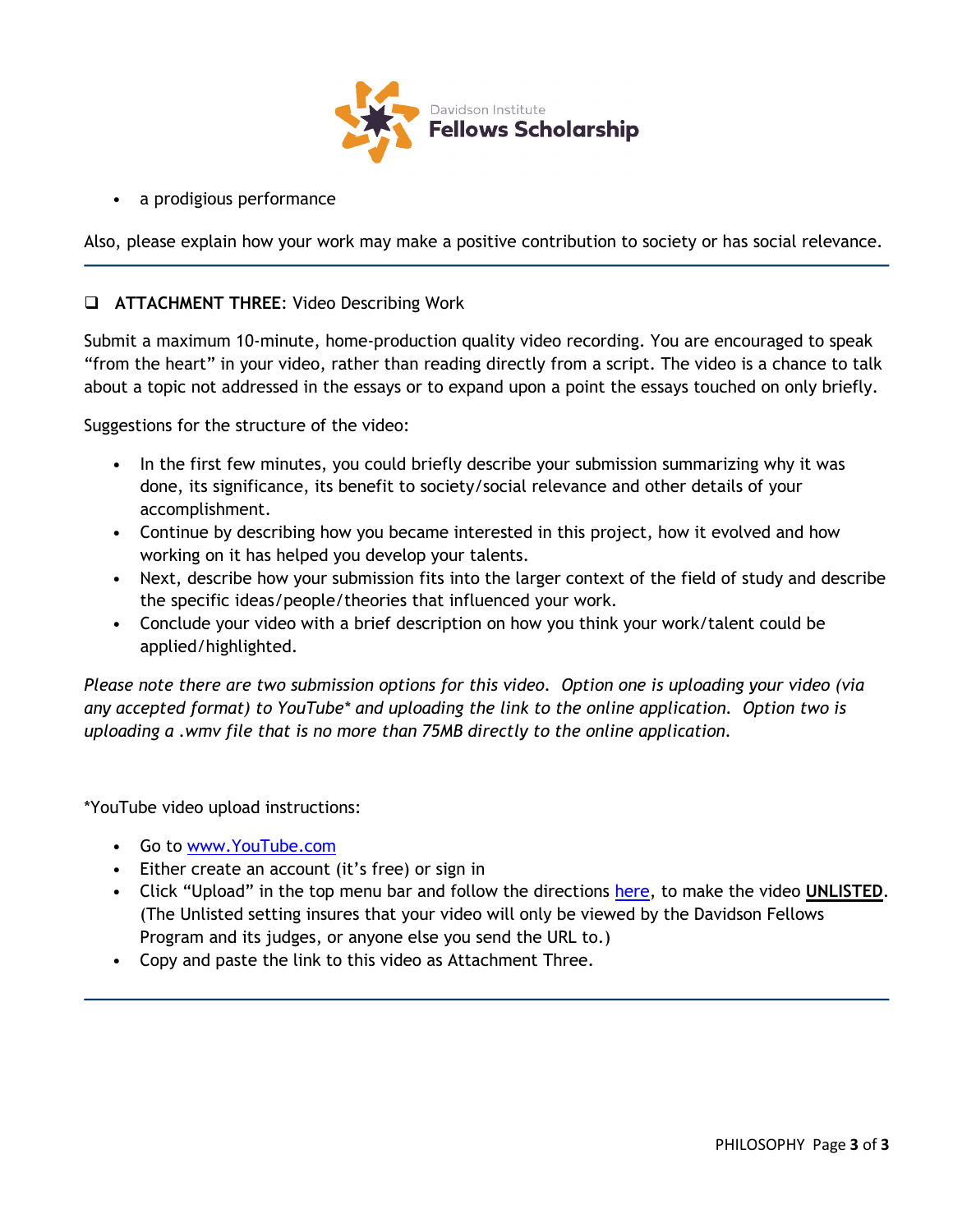- a prodigious performance

Also, please explain how your work may make a positive contribution to society or has social relevance.

---

❑ **ATTACHMENT THREE**: Video Describing Work

Submit a maximum 10-minute, home-production quality video recording. You are encouraged to speak "from the heart" in your video, rather than reading directly from a script. The video is a chance to talk about a topic not addressed in the essays or to expand upon a point the essays touched on only briefly.

Suggestions for the structure of the video:

- In the first few minutes, you could briefly describe your submission summarizing why it was done, its significance, its benefit to society/social relevance and other details of your accomplishment.
- Continue by describing how you became interested in this project, how it evolved and how working on it has helped you develop your talents.
- Next, describe how your submission fits into the larger context of the field of study and describe the specific ideas/people/theories that influenced your work.
- Conclude your video with a brief description on how you think your work/talent could be applied/highlighted.

*Please note there are two submission options for this video. Option one is uploading your video (via any accepted format) to YouTube* and uploading the link to the online application. Option two is uploading a .wmv file that is no more than 75MB directly to the online application.*

*YouTube video upload instructions:

- Go to www.YouTube.com
- Either create an account (it's free) or sign in
- Click "Upload" in the top menu bar and follow the directions here, to make the video **UNLISTED**. (The Unlisted setting insures that your video will only be viewed by the Davidson Fellows Program and its judges, or anyone else you send the URL to.)
- Copy and paste the link to this video as Attachment Three.

---